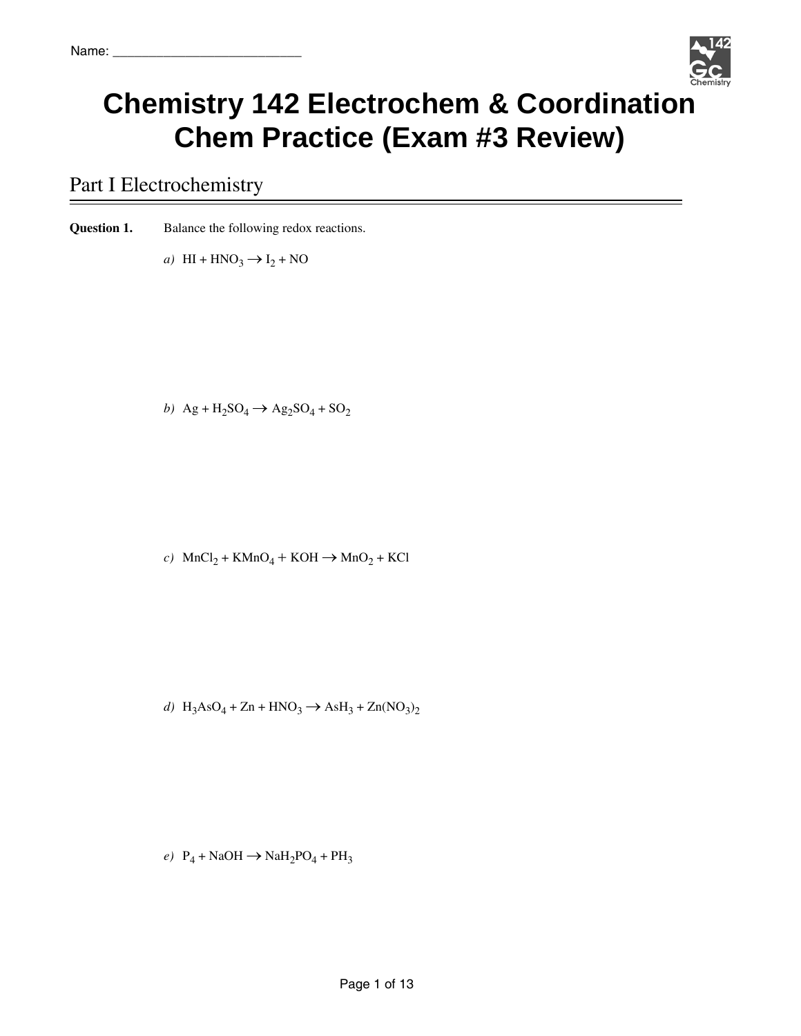Name: ___________________________

# Chemistry 142 Electrochem & Coordination Chem Practice (Exam #3 Review)

## Part I Electrochemistry

**Question 1.** Balance the following redox reactions.

*a)* $HI + HNO_3 \rightarrow I_2 + NO$

*b)* $Ag + H_2SO_4 \rightarrow Ag_2SO_4 + SO_2$

*c)* $MnCl_2 + KMnO_4 + KOH \rightarrow MnO_2 + KCl$

*d)* $H_3AsO_4 + Zn + HNO_3 \rightarrow AsH_3 + Zn(NO_3)_2$

*e)* $P_4 + NaOH \rightarrow NaH_2PO_4 + PH_3$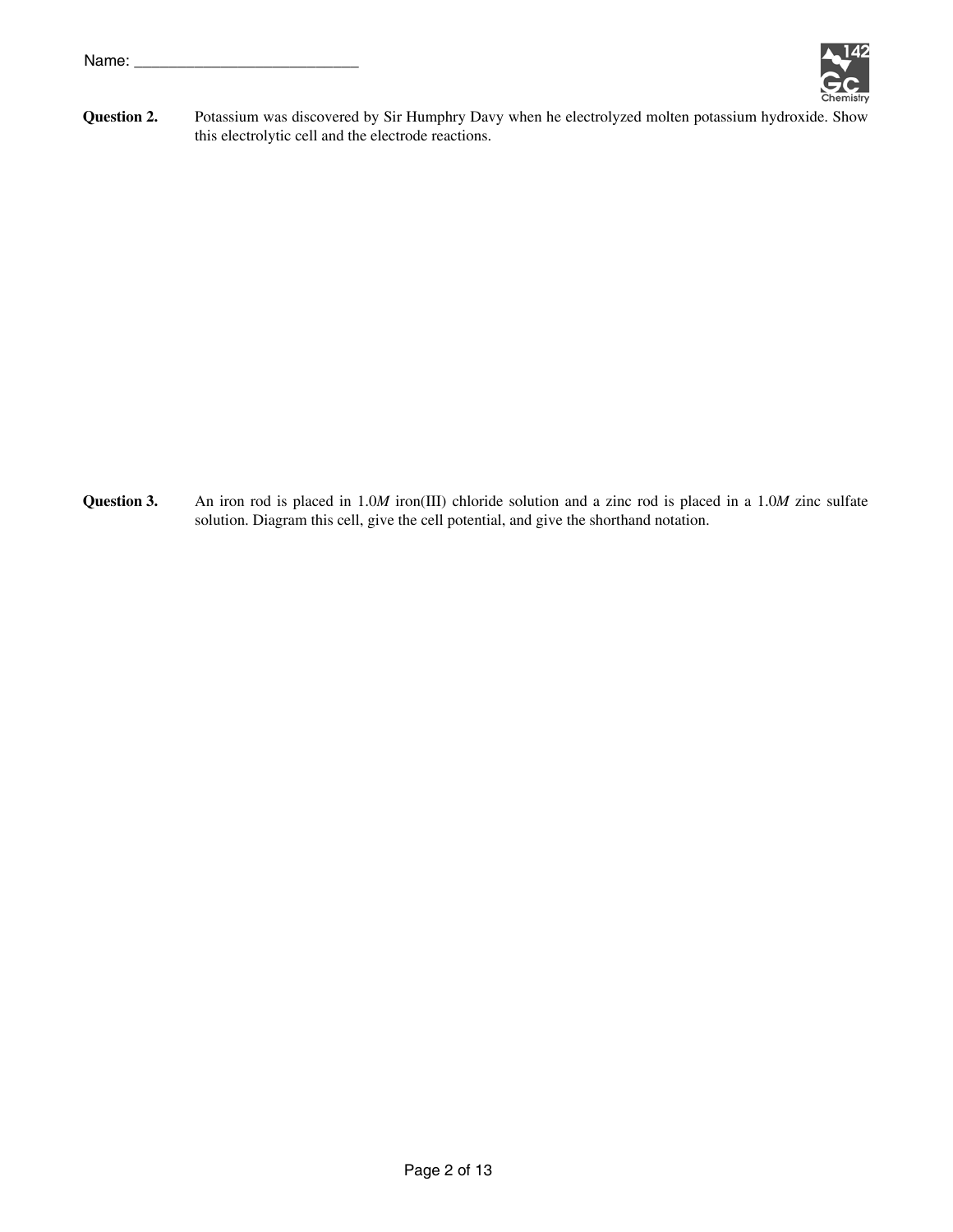Name: ___________________________

**Question 2.** Potassium was discovered by Sir Humphry Davy when he electrolyzed molten potassium hydroxide. Show this electrolytic cell and the electrode reactions.

**Question 3.** An iron rod is placed in 1.0*M* iron(III) chloride solution and a zinc rod is placed in a 1.0*M* zinc sulfate solution. Diagram this cell, give the cell potential, and give the shorthand notation.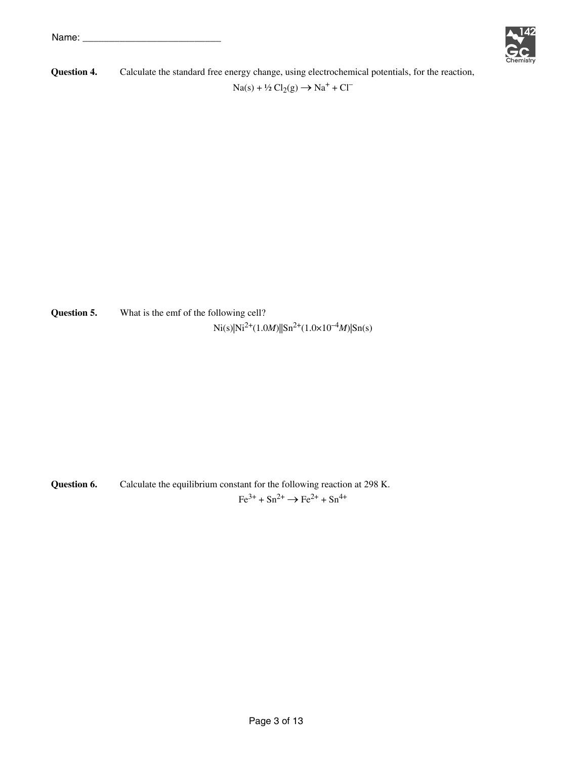Name: ___________________________

**Question 4.** Calculate the standard free energy change, using electrochemical potentials, for the reaction,

$$Na(s) + ½\ Cl_2(g) \rightarrow Na^+ + Cl^-$$

**Question 5.** What is the emf of the following cell?

$$Ni(s)|Ni^{2+}(1.0M)||Sn^{2+}(1.0\times10^{-4}M)|Sn(s)$$

**Question 6.** Calculate the equilibrium constant for the following reaction at 298 K.

$$Fe^{3+} + Sn^{2+} \rightarrow Fe^{2+} + Sn^{4+}$$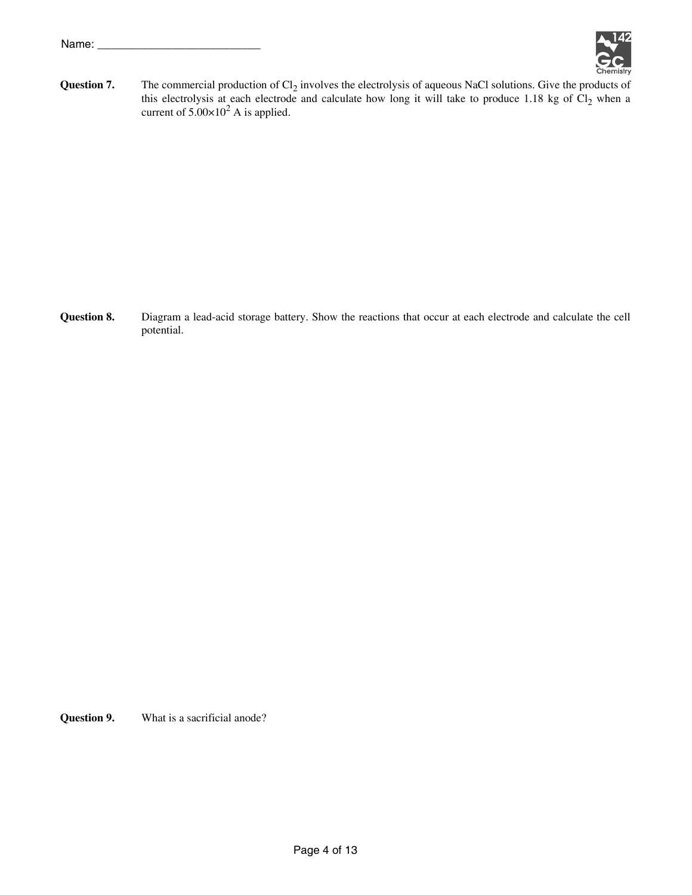**Question 7.** The commercial production of $Cl_2$ involves the electrolysis of aqueous NaCl solutions. Give the products of this electrolysis at each electrode and calculate how long it will take to produce 1.18 kg of $Cl_2$ when a current of $5.00 \times 10^2$ A is applied.

**Question 8.** Diagram a lead-acid storage battery. Show the reactions that occur at each electrode and calculate the cell potential.

**Question 9.** What is a sacrificial anode?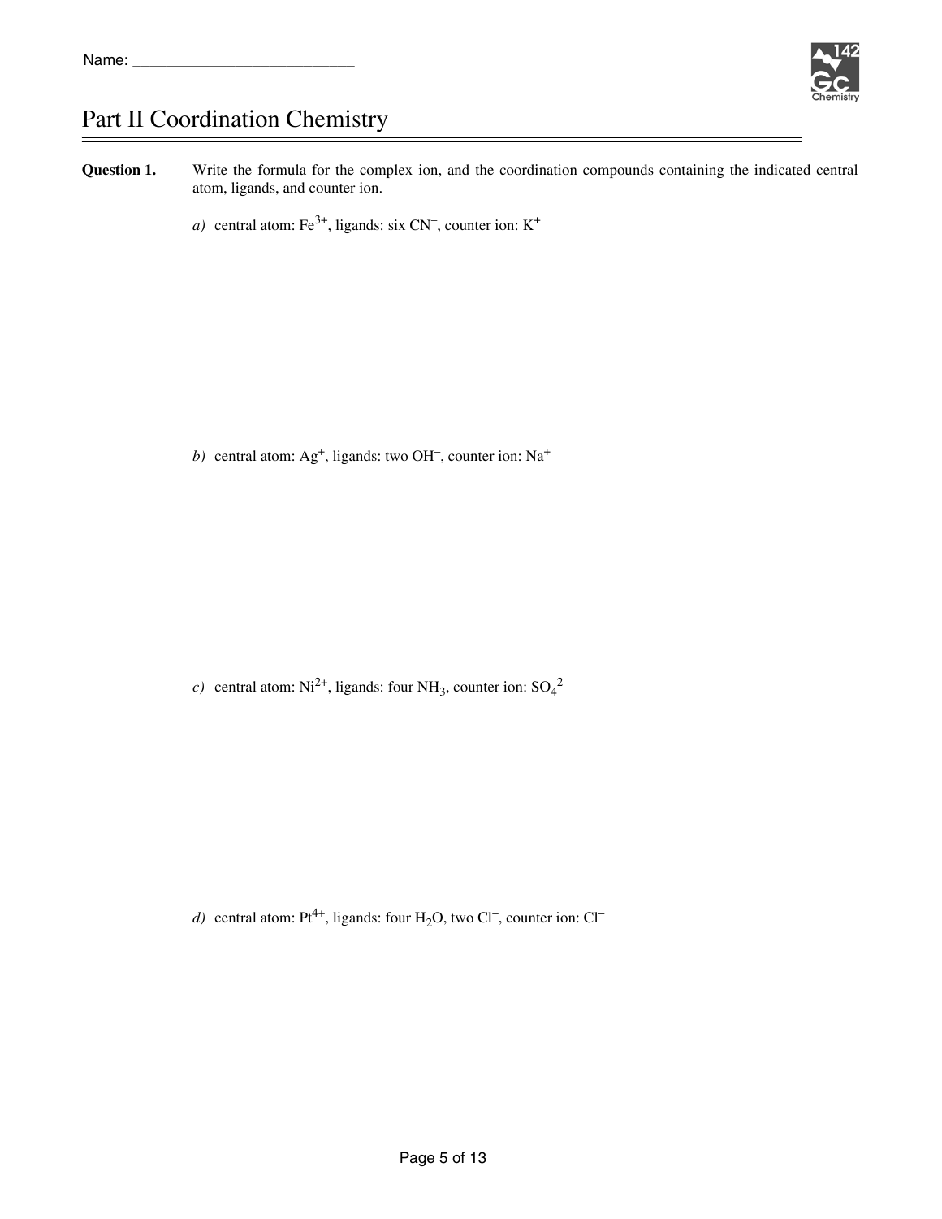Name: ___________________________

# Part II Coordination Chemistry

**Question 1.** Write the formula for the complex ion, and the coordination compounds containing the indicated central atom, ligands, and counter ion.

*a)* central atom: $Fe^{3+}$, ligands: six $CN^{-}$, counter ion: $K^{+}$

*b)* central atom: $Ag^{+}$, ligands: two $OH^{-}$, counter ion: $Na^{+}$

*c)* central atom: $Ni^{2+}$, ligands: four $NH_3$, counter ion: $SO_4^{2-}$

*d)* central atom: $Pt^{4+}$, ligands: four $H_2O$, two $Cl^{-}$, counter ion: $Cl^{-}$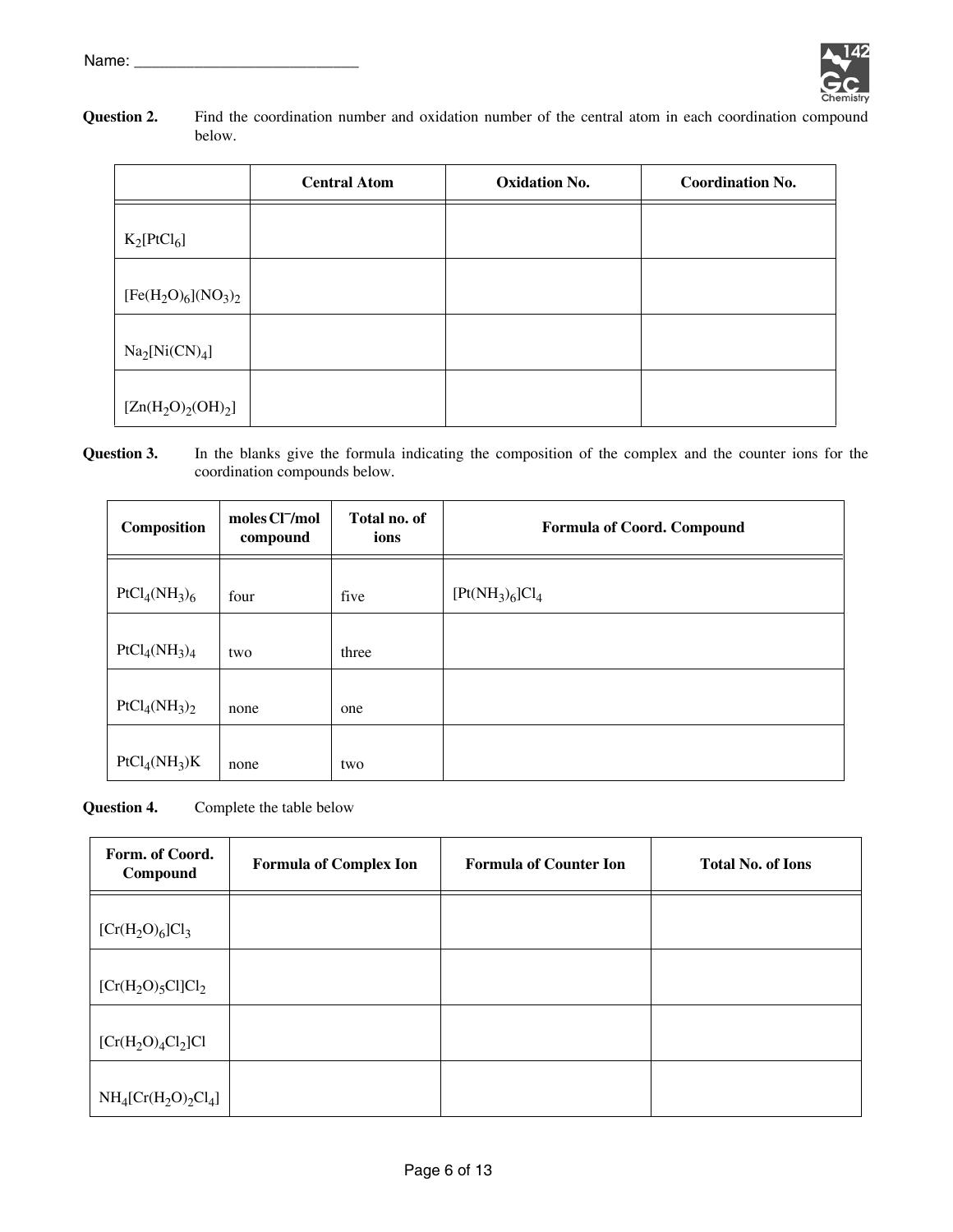Name: ___________________________

**Question 2.** Find the coordination number and oxidation number of the central atom in each coordination compound below.

| | Central Atom | Oxidation No. | Coordination No. |
|---|---|---|---|
| $K_2[PtCl_6]$ | | | |
| $[Fe(H_2O)_6](NO_3)_2$ | | | |
| $Na_2[Ni(CN)_4]$ | | | |
| $[Zn(H_2O)_2(OH)_2]$ | | | |

**Question 3.** In the blanks give the formula indicating the composition of the complex and the counter ions for the coordination compounds below.

| Composition | moles $Cl^-$/mol compound | Total no. of ions | Formula of Coord. Compound |
|---|---|---|---|
| $PtCl_4(NH_3)_6$ | four | five | $[Pt(NH_3)_6]Cl_4$ |
| $PtCl_4(NH_3)_4$ | two | three | |
| $PtCl_4(NH_3)_2$ | none | one | |
| $PtCl_4(NH_3)K$ | none | two | |

**Question 4.** Complete the table below

| Form. of Coord. Compound | Formula of Complex Ion | Formula of Counter Ion | Total No. of Ions |
|---|---|---|---|
| $[Cr(H_2O)_6]Cl_3$ | | | |
| $[Cr(H_2O)_5Cl]Cl_2$ | | | |
| $[Cr(H_2O)_4Cl_2]Cl$ | | | |
| $NH_4[Cr(H_2O)_2Cl_4]$ | | | |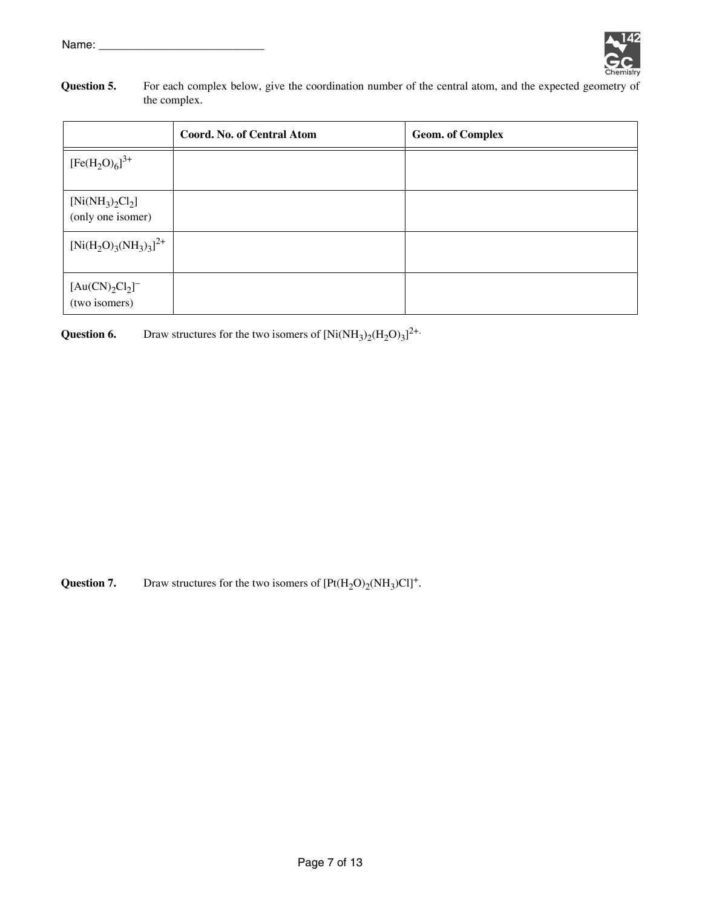Name: ___________________________

**Question 5.** For each complex below, give the coordination number of the central atom, and the expected geometry of the complex.

| | Coord. No. of Central Atom | Geom. of Complex |
|---|---|---|
| $[Fe(H_2O)_6]^{3+}$ | | |
| $[Ni(NH_3)_2Cl_2]$ (only one isomer) | | |
| $[Ni(H_2O)_3(NH_3)_3]^{2+}$ | | |
| $[Au(CN)_2Cl_2]^{-}$ (two isomers) | | |

**Question 6.** Draw structures for the two isomers of $[Ni(NH_3)_2(H_2O)_3]^{2+}$.

**Question 7.** Draw structures for the two isomers of $[Pt(H_2O)_2(NH_3)Cl]^{+}$.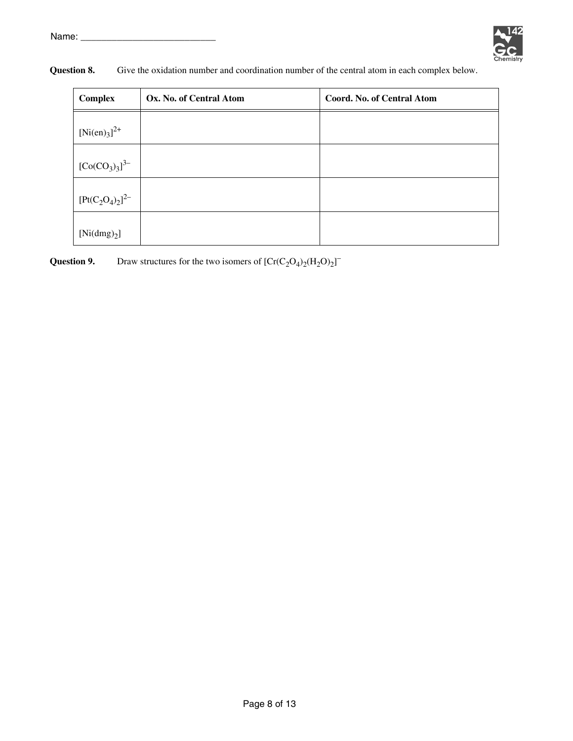Name: ___________________________

**Question 8.** Give the oxidation number and coordination number of the central atom in each complex below.

| Complex | Ox. No. of Central Atom | Coord. No. of Central Atom |
|---|---|---|
| $[Ni(en)_3]^{2+}$ | | |
| $[Co(CO_3)_3]^{3-}$ | | |
| $[Pt(C_2O_4)_2]^{2-}$ | | |
| $[Ni(dmg)_2]$ | | |

**Question 9.** Draw structures for the two isomers of $[Cr(C_2O_4)_2(H_2O)_2]^-$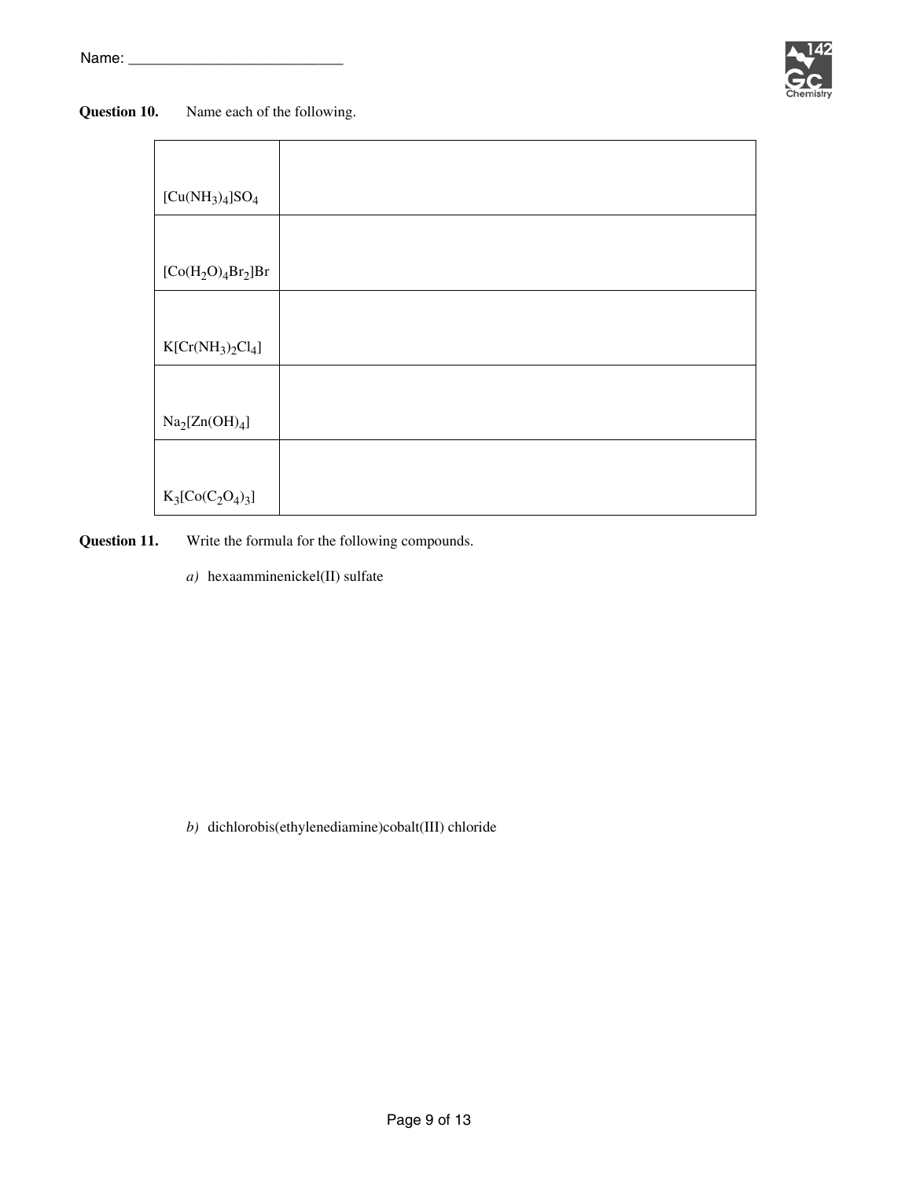Name: ___________________________

**Question 10.** Name each of the following.

| | |
|---|---|
| $[Cu(NH_3)_4]SO_4$ | |
| $[Co(H_2O)_4Br_2]Br$ | |
| $K[Cr(NH_3)_2Cl_4]$ | |
| $Na_2[Zn(OH)_4]$ | |
| $K_3[Co(C_2O_4)_3]$ | |

**Question 11.** Write the formula for the following compounds.

*a)* hexaamminenickel(II) sulfate

*b)* dichlorobis(ethylenediamine)cobalt(III) chloride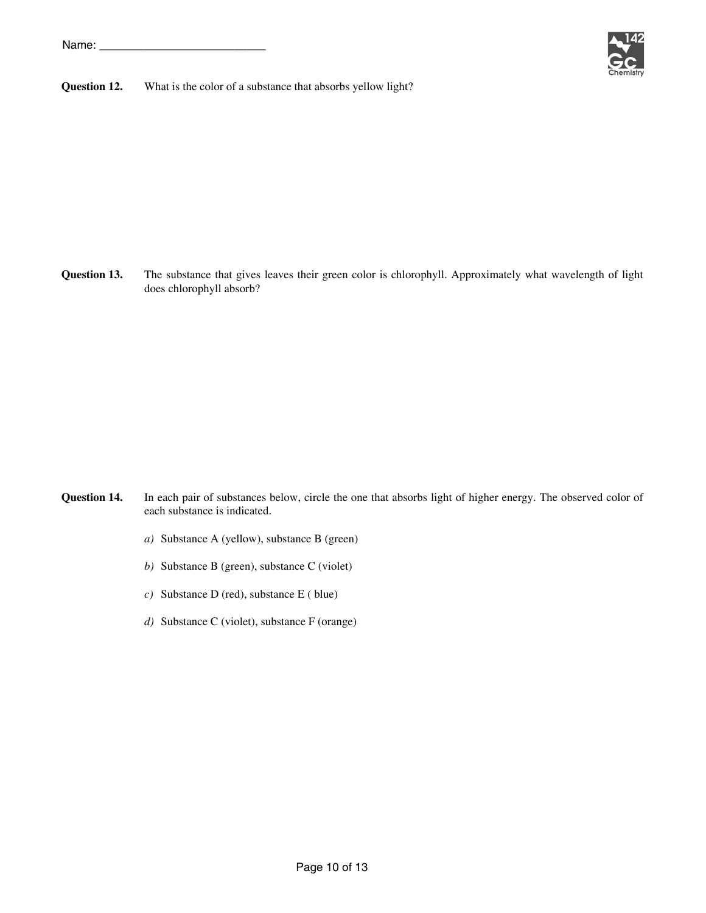Name: ___________________________

**Question 12.** What is the color of a substance that absorbs yellow light?

**Question 13.** The substance that gives leaves their green color is chlorophyll. Approximately what wavelength of light does chlorophyll absorb?

**Question 14.** In each pair of substances below, circle the one that absorbs light of higher energy. The observed color of each substance is indicated.

*a)* Substance A (yellow), substance B (green)

*b)* Substance B (green), substance C (violet)

*c)* Substance D (red), substance E ( blue)

*d)* Substance C (violet), substance F (orange)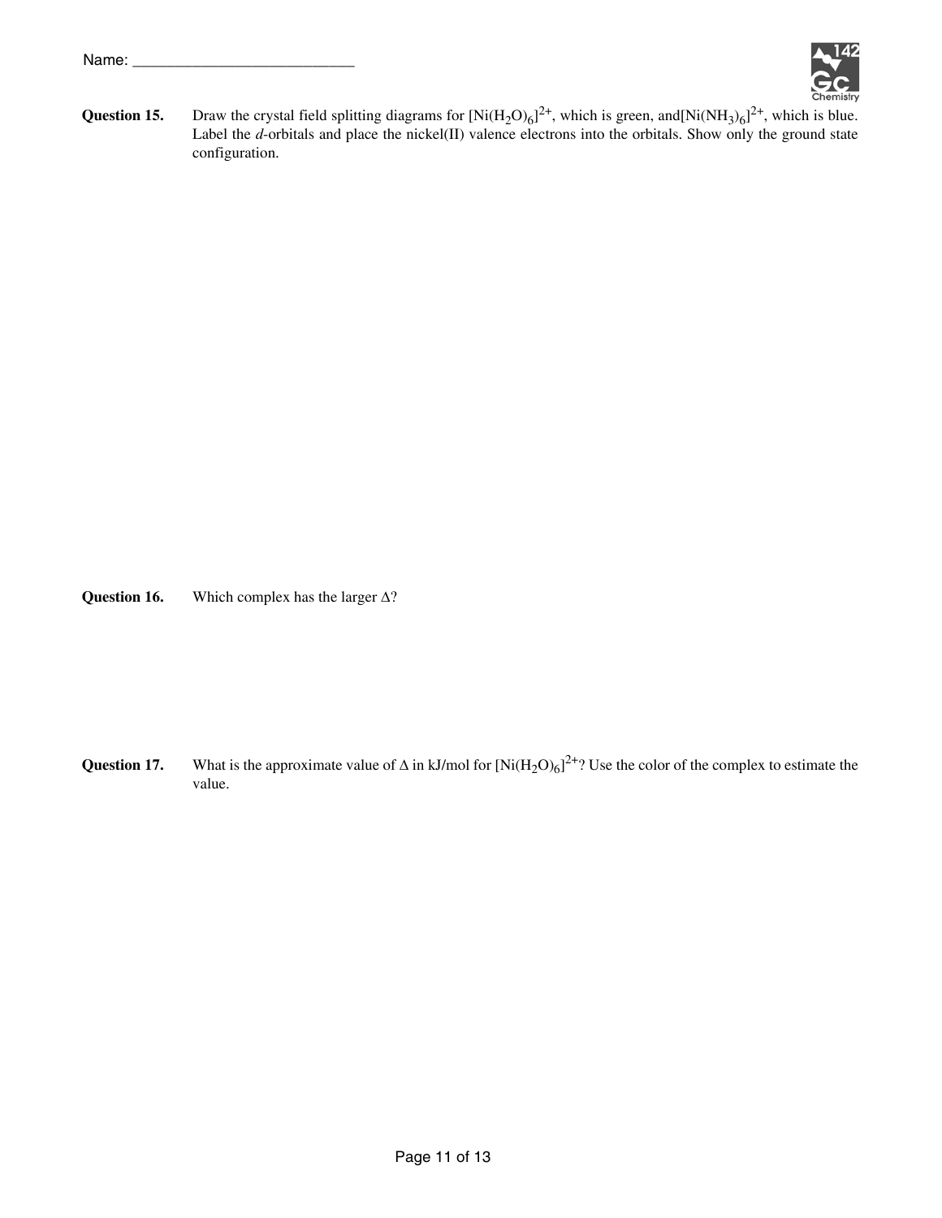Name: ___________________________

**Question 15.** Draw the crystal field splitting diagrams for $[Ni(H_2O)_6]^{2+}$, which is green, and$[Ni(NH_3)_6]^{2+}$, which is blue. Label the *d*-orbitals and place the nickel(II) valence electrons into the orbitals. Show only the ground state configuration.

**Question 16.** Which complex has the larger $\Delta$?

**Question 17.** What is the approximate value of $\Delta$ in kJ/mol for $[Ni(H_2O)_6]^{2+}$? Use the color of the complex to estimate the value.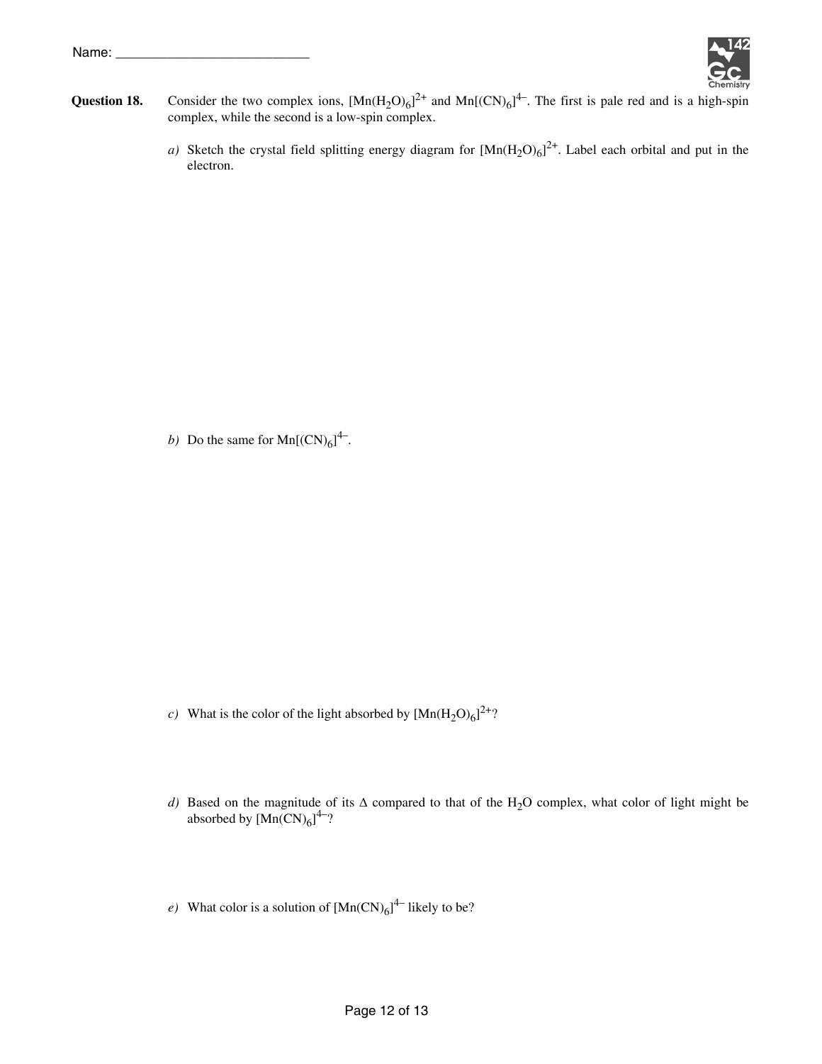Name: ___________________________

**Question 18.** Consider the two complex ions, $[Mn(H_2O)_6]^{2+}$ and $Mn[(CN)_6]^{4-}$. The first is pale red and is a high-spin complex, while the second is a low-spin complex.

*a)* Sketch the crystal field splitting energy diagram for $[Mn(H_2O)_6]^{2+}$. Label each orbital and put in the electron.

*b)* Do the same for $Mn[(CN)_6]^{4-}$.

*c)* What is the color of the light absorbed by $[Mn(H_2O)_6]^{2+}$?

*d)* Based on the magnitude of its $\Delta$ compared to that of the $H_2O$ complex, what color of light might be absorbed by $[Mn(CN)_6]^{4-}$?

*e)* What color is a solution of $[Mn(CN)_6]^{4-}$ likely to be?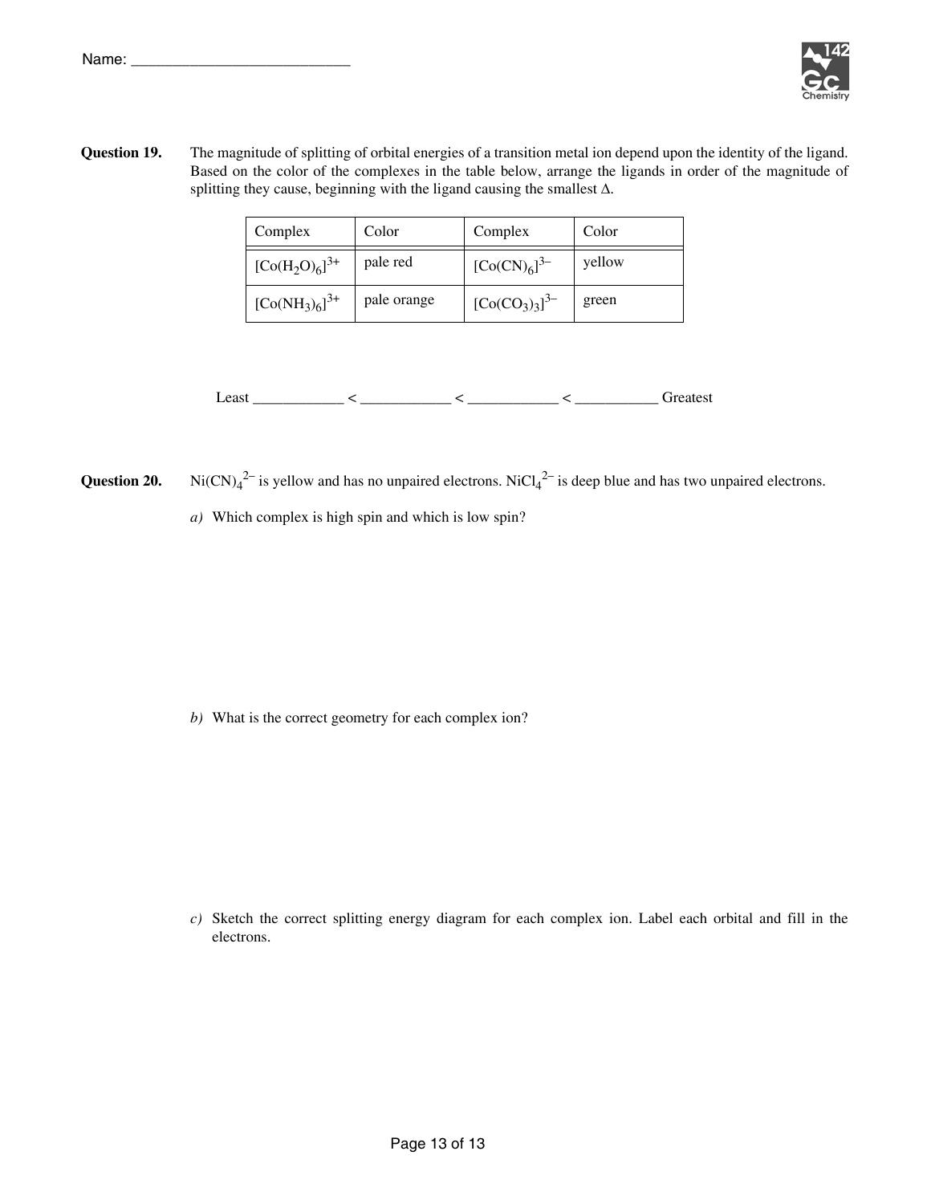Name: ___________________________

**Question 19.** The magnitude of splitting of orbital energies of a transition metal ion depend upon the identity of the ligand. Based on the color of the complexes in the table below, arrange the ligands in order of the magnitude of splitting they cause, beginning with the ligand causing the smallest Δ.

| Complex | Color | Complex | Color |
|---|---|---|---|
| $[Co(H_2O)_6]^{3+}$ | pale red | $[Co(CN)_6]^{3-}$ | yellow |
| $[Co(NH_3)_6]^{3+}$ | pale orange | $[Co(CO_3)_3]^{3-}$ | green |

Least ____________ < ____________ < ____________ < ___________ Greatest

**Question 20.** $Ni(CN)_4^{2-}$ is yellow and has no unpaired electrons. $NiCl_4^{2-}$ is deep blue and has two unpaired electrons.

*a)* Which complex is high spin and which is low spin?

*b)* What is the correct geometry for each complex ion?

*c)* Sketch the correct splitting energy diagram for each complex ion. Label each orbital and fill in the electrons.